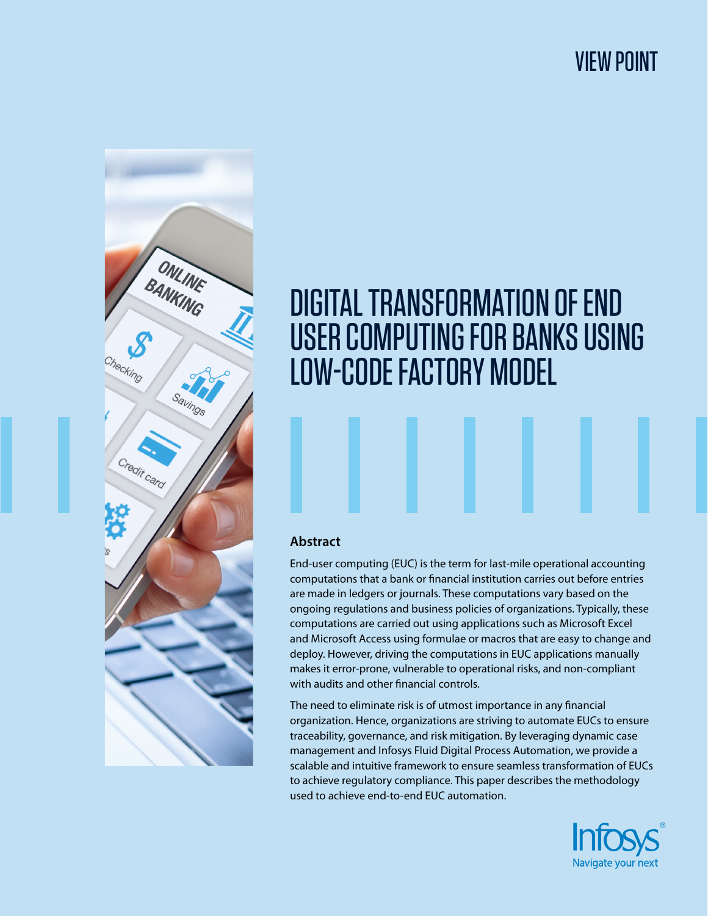VIEW POINT

# DIGITAL TRANSFORMATION OF END USER COMPUTING FOR BANKS USING LOW-CODE FACTORY MODEL

## Abstract

End-user computing (EUC) is the term for last-mile operational accounting computations that a bank or financial institution carries out before entries are made in ledgers or journals. These computations vary based on the ongoing regulations and business policies of organizations. Typically, these computations are carried out using applications such as Microsoft Excel and Microsoft Access using formulae or macros that are easy to change and deploy. However, driving the computations in EUC applications manually makes it error-prone, vulnerable to operational risks, and non-compliant with audits and other financial controls.

The need to eliminate risk is of utmost importance in any financial organization. Hence, organizations are striving to automate EUCs to ensure traceability, governance, and risk mitigation. By leveraging dynamic case management and Infosys Fluid Digital Process Automation, we provide a scalable and intuitive framework to ensure seamless transformation of EUCs to achieve regulatory compliance. This paper describes the methodology used to achieve end-to-end EUC automation.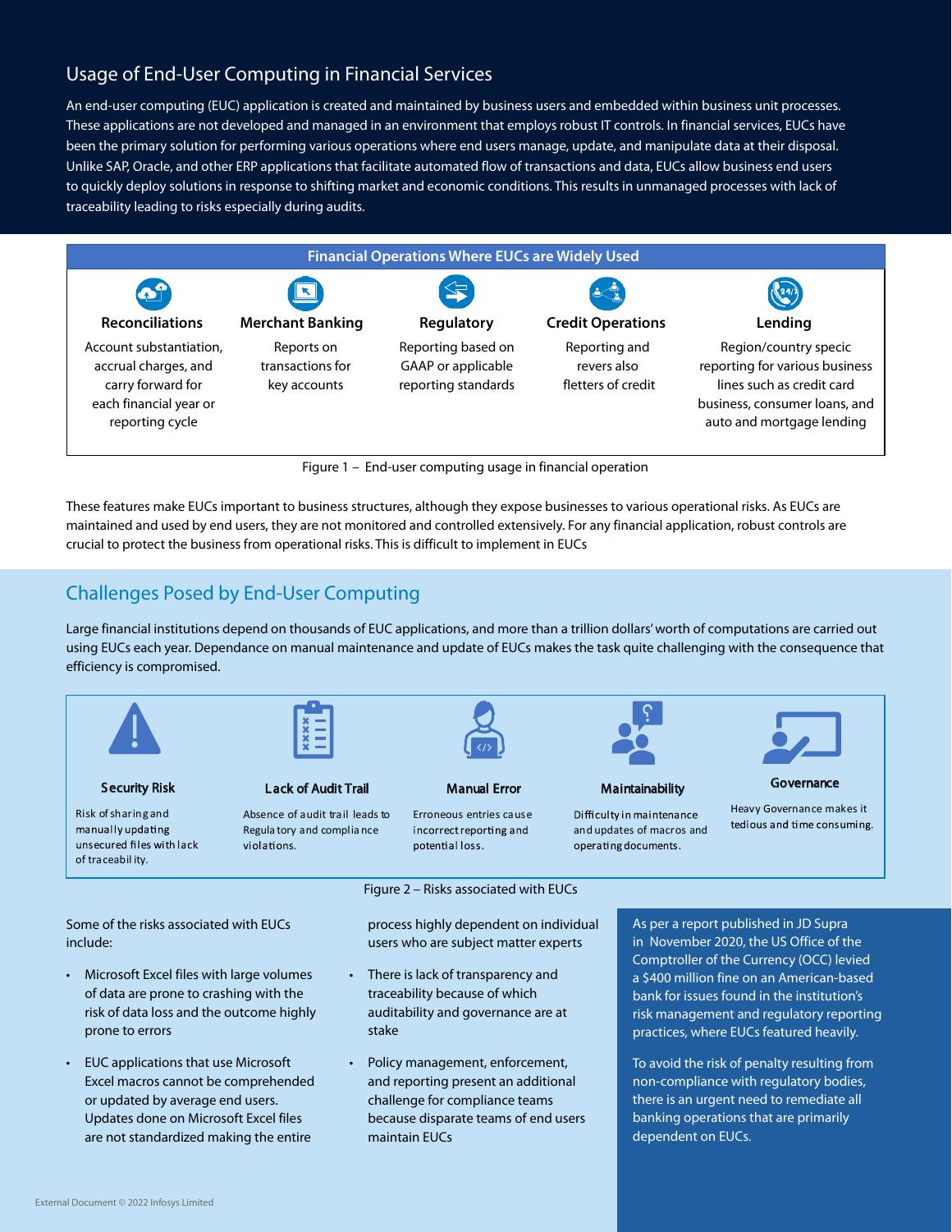## Usage of End-User Computing in Financial Services

An end-user computing (EUC) application is created and maintained by business users and embedded within business unit processes. These applications are not developed and managed in an environment that employs robust IT controls. In financial services, EUCs have been the primary solution for performing various operations where end users manage, update, and manipulate data at their disposal. Unlike SAP, Oracle, and other ERP applications that facilitate automated flow of transactions and data, EUCs allow business end users to quickly deploy solutions in response to shifting market and economic conditions. This results in unmanaged processes with lack of traceability leading to risks especially during audits.

**Financial Operations Where EUCs are Widely Used**

| Reconciliations | Merchant Banking | Regulatory | Credit Operations | Lending |
|---|---|---|---|---|
| Account substantiation, accrual charges, and carry forward for each financial year or reporting cycle | Reports on transactions for key accounts | Reporting based on GAAP or applicable reporting standards | Reporting and revers also fletters of credit | Region/country specic reporting for various business lines such as credit card business, consumer loans, and auto and mortgage lending |

Figure 1 – End-user computing usage in financial operation

These features make EUCs important to business structures, although they expose businesses to various operational risks. As EUCs are maintained and used by end users, they are not monitored and controlled extensively. For any financial application, robust controls are crucial to protect the business from operational risks. This is difficult to implement in EUCs

## Challenges Posed by End-User Computing

Large financial institutions depend on thousands of EUC applications, and more than a trillion dollars' worth of computations are carried out using EUCs each year. Dependance on manual maintenance and update of EUCs makes the task quite challenging with the consequence that efficiency is compromised.

| Security Risk | Lack of Audit Trail | Manual Error | Maintainability | Governance |
|---|---|---|---|---|
| Risk of sharing and manually updating unsecured files with lack of traceability. | Absence of audit trail leads to Regulatory and compliance violations. | Erroneous entries cause incorrect reporting and potential loss. | Difficulty in maintenance and updates of macros and operating documents. | Heavy Governance makes it tedious and time consuming. |

Figure 2 – Risks associated with EUCs

Some of the risks associated with EUCs include:

- Microsoft Excel files with large volumes of data are prone to crashing with the risk of data loss and the outcome highly prone to errors
- EUC applications that use Microsoft Excel macros cannot be comprehended or updated by average end users. Updates done on Microsoft Excel files are not standardized making the entire process highly dependent on individual users who are subject matter experts
- There is lack of transparency and traceability because of which auditability and governance are at stake
- Policy management, enforcement, and reporting present an additional challenge for compliance teams because disparate teams of end users maintain EUCs

As per a report published in JD Supra in November 2020, the US Office of the Comptroller of the Currency (OCC) levied a $400 million fine on an American-based bank for issues found in the institution's risk management and regulatory reporting practices, where EUCs featured heavily.

To avoid the risk of penalty resulting from non-compliance with regulatory bodies, there is an urgent need to remediate all banking operations that are primarily dependent on EUCs.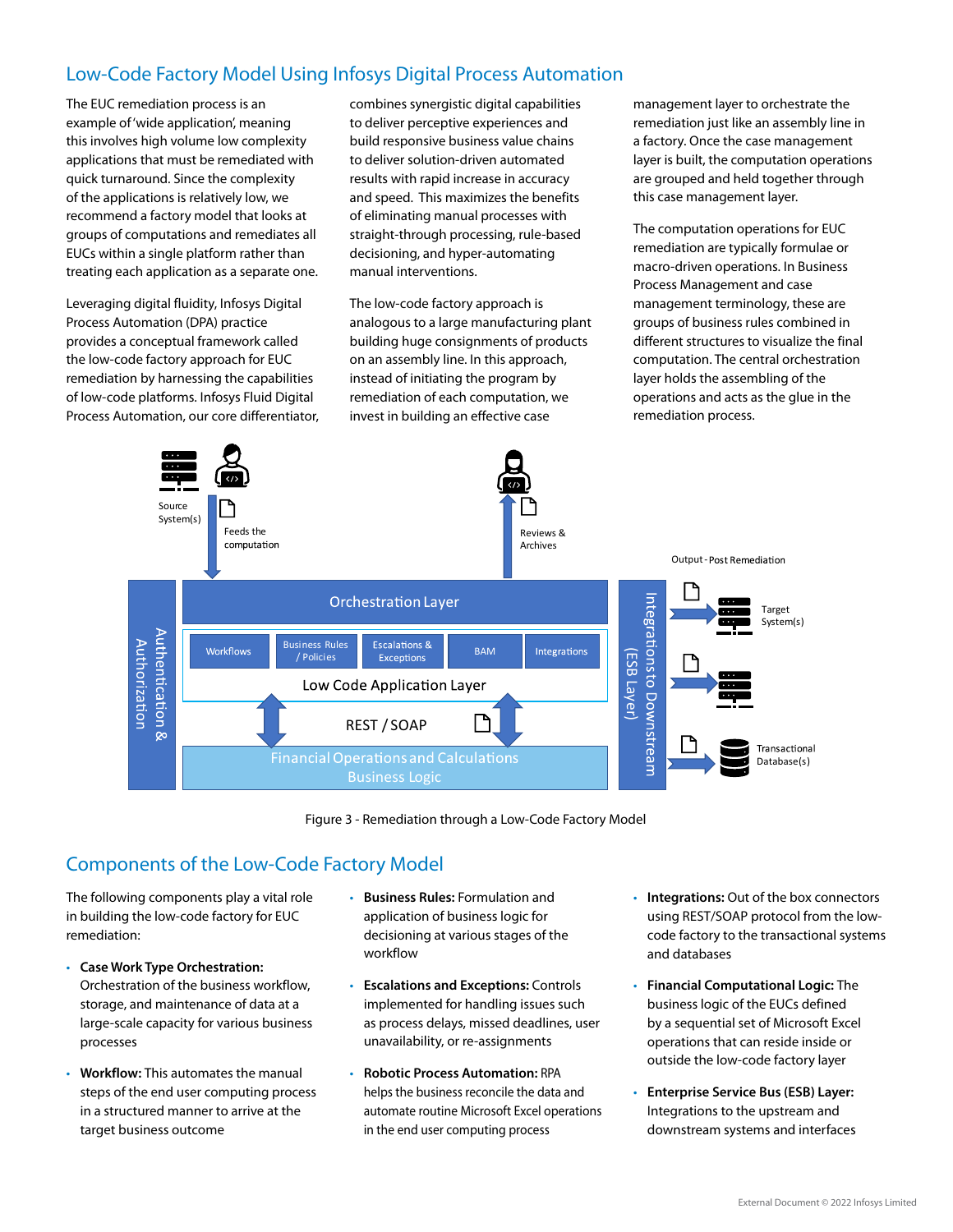## Low-Code Factory Model Using Infosys Digital Process Automation

The EUC remediation process is an example of 'wide application', meaning this involves high volume low complexity applications that must be remediated with quick turnaround. Since the complexity of the applications is relatively low, we recommend a factory model that looks at groups of computations and remediates all EUCs within a single platform rather than treating each application as a separate one.

Leveraging digital fluidity, Infosys Digital Process Automation (DPA) practice provides a conceptual framework called the low-code factory approach for EUC remediation by harnessing the capabilities of low-code platforms. Infosys Fluid Digital Process Automation, our core differentiator, combines synergistic digital capabilities to deliver perceptive experiences and build responsive business value chains to deliver solution-driven automated results with rapid increase in accuracy and speed. This maximizes the benefits of eliminating manual processes with straight-through processing, rule-based decisioning, and hyper-automating manual interventions.

The low-code factory approach is analogous to a large manufacturing plant building huge consignments of products on an assembly line. In this approach, instead of initiating the program by remediation of each computation, we invest in building an effective case management layer to orchestrate the remediation just like an assembly line in a factory. Once the case management layer is built, the computation operations are grouped and held together through this case management layer.

The computation operations for EUC remediation are typically formulae or macro-driven operations. In Business Process Management and case management terminology, these are groups of business rules combined in different structures to visualize the final computation. The central orchestration layer holds the assembling of the operations and acts as the glue in the remediation process.

Source System(s) | Feeds the computation | Reviews & Archives | Output - Post Remediation | Orchestration Layer | Workflows | Business Rules / Policies | Escalations & Exceptions | BAM | Integrations | Low Code Application Layer | REST / SOAP | Financial Operations and Calculations Business Logic | Authentication & Authorization | Integrations to Downstream (ESB Layer) | Target System(s) | Transactional Database(s)

Figure 3 - Remediation through a Low-Code Factory Model

## Components of the Low-Code Factory Model

The following components play a vital role in building the low-code factory for EUC remediation:

- **Case Work Type Orchestration:** Orchestration of the business workflow, storage, and maintenance of data at a large-scale capacity for various business processes
- **Workflow:** This automates the manual steps of the end user computing process in a structured manner to arrive at the target business outcome
- **Business Rules:** Formulation and application of business logic for decisioning at various stages of the workflow
- **Escalations and Exceptions:** Controls implemented for handling issues such as process delays, missed deadlines, user unavailability, or re-assignments
- **Robotic Process Automation:** RPA helps the business reconcile the data and automate routine Microsoft Excel operations in the end user computing process
- **Integrations:** Out of the box connectors using REST/SOAP protocol from the low-code factory to the transactional systems and databases
- **Financial Computational Logic:** The business logic of the EUCs defined by a sequential set of Microsoft Excel operations that can reside inside or outside the low-code factory layer
- **Enterprise Service Bus (ESB) Layer:** Integrations to the upstream and downstream systems and interfaces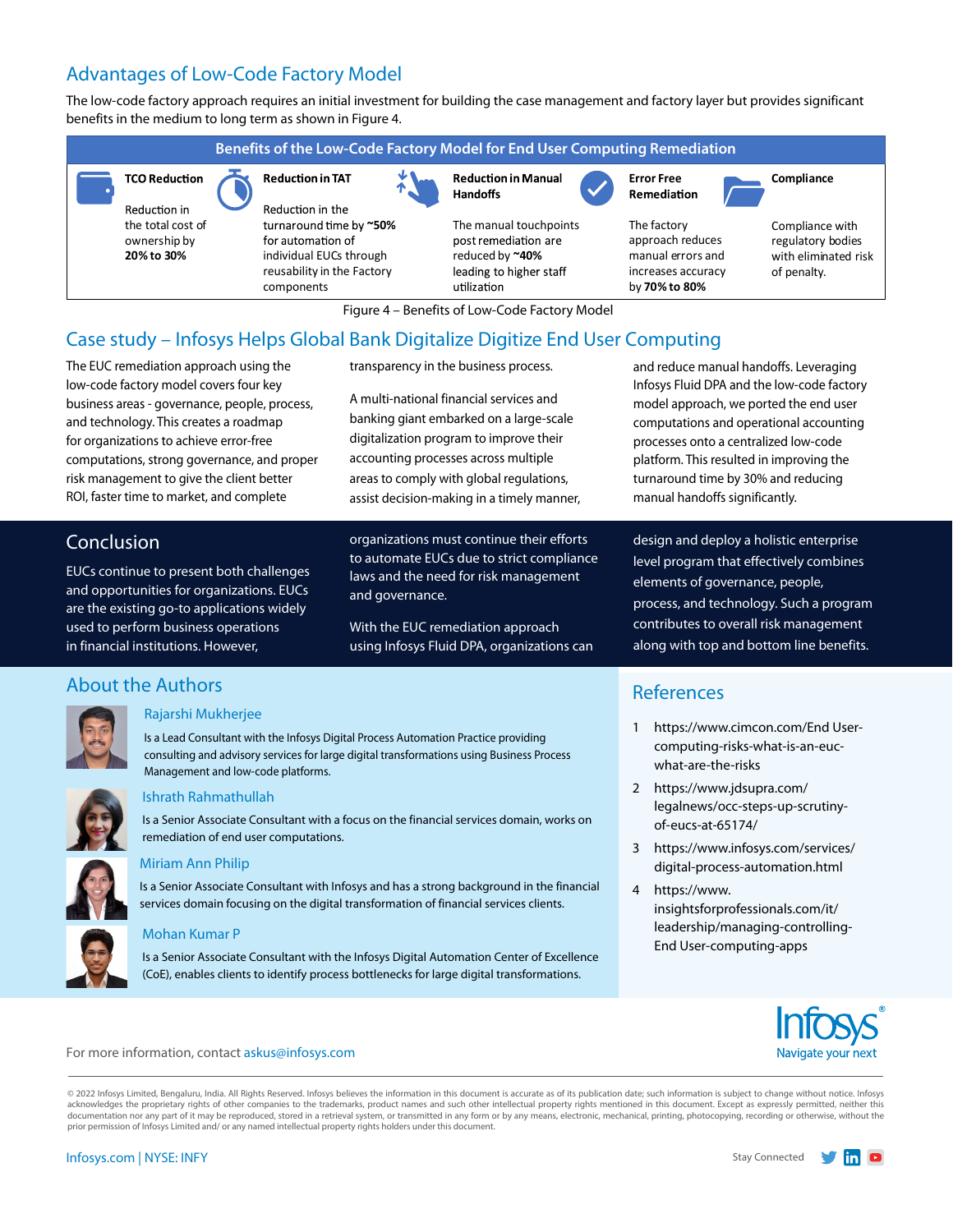## Advantages of Low-Code Factory Model

The low-code factory approach requires an initial investment for building the case management and factory layer but provides significant benefits in the medium to long term as shown in Figure 4.

**Benefits of the Low-Code Factory Model for End User Computing Remediation**

| TCO Reduction | Reduction in TAT | Reduction in Manual Handoffs | Error Free Remediation | Compliance |
|---|---|---|---|---|
| Reduction in the total cost of ownership by **20% to 30%** | Reduction in the turnaround time by **~50%** for automation of individual EUCs through reusability in the Factory components | The manual touchpoints post remediation are reduced by **~40%** leading to higher staff utilization | The factory approach reduces manual errors and increases accuracy by **70% to 80%** | Compliance with regulatory bodies with eliminated risk of penalty. |

Figure 4 – Benefits of Low-Code Factory Model

## Case study – Infosys Helps Global Bank Digitalize Digitize End User Computing

The EUC remediation approach using the low-code factory model covers four key business areas - governance, people, process, and technology. This creates a roadmap for organizations to achieve error-free computations, strong governance, and proper risk management to give the client better ROI, faster time to market, and complete transparency in the business process.

A multi-national financial services and banking giant embarked on a large-scale digitalization program to improve their accounting processes across multiple areas to comply with global regulations, assist decision-making in a timely manner, and reduce manual handoffs. Leveraging Infosys Fluid DPA and the low-code factory model approach, we ported the end user computations and operational accounting processes onto a centralized low-code platform. This resulted in improving the turnaround time by 30% and reducing manual handoffs significantly.

## Conclusion

EUCs continue to present both challenges and opportunities for organizations. EUCs are the existing go-to applications widely used to perform business operations in financial institutions. However, organizations must continue their efforts to automate EUCs due to strict compliance laws and the need for risk management and governance.

With the EUC remediation approach using Infosys Fluid DPA, organizations can design and deploy a holistic enterprise level program that effectively combines elements of governance, people, process, and technology. Such a program contributes to overall risk management along with top and bottom line benefits.

## About the Authors

### Rajarshi Mukherjee

Is a Lead Consultant with the Infosys Digital Process Automation Practice providing consulting and advisory services for large digital transformations using Business Process Management and low-code platforms.

### Ishrath Rahmathullah

Is a Senior Associate Consultant with a focus on the financial services domain, works on remediation of end user computations.

### Miriam Ann Philip

Is a Senior Associate Consultant with Infosys and has a strong background in the financial services domain focusing on the digital transformation of financial services clients.

### Mohan Kumar P

Is a Senior Associate Consultant with the Infosys Digital Automation Center of Excellence (CoE), enables clients to identify process bottlenecks for large digital transformations.

## References

1. https://www.cimcon.com/End User-computing-risks-what-is-an-euc-what-are-the-risks
2. https://www.jdsupra.com/legalnews/occ-steps-up-scrutiny-of-eucs-at-65174/
3. https://www.infosys.com/services/digital-process-automation.html
4. https://www.insightsforprofessionals.com/it/leadership/managing-controlling-End User-computing-apps

For more information, contact askus@infosys.com

Infosys® Navigate your next

© 2022 Infosys Limited, Bengaluru, India. All Rights Reserved. Infosys believes the information in this document is accurate as of its publication date; such information is subject to change without notice. Infosys acknowledges the proprietary rights of other companies to the trademarks, product names and such other intellectual property rights mentioned in this document. Except as expressly permitted, neither this documentation nor any part of it may be reproduced, stored in a retrieval system, or transmitted in any form or by any means, electronic, mechanical, printing, photocopying, recording or otherwise, without the prior permission of Infosys Limited and/ or any named intellectual property rights holders under this document.

Infosys.com | NYSE: INFY

Stay Connected